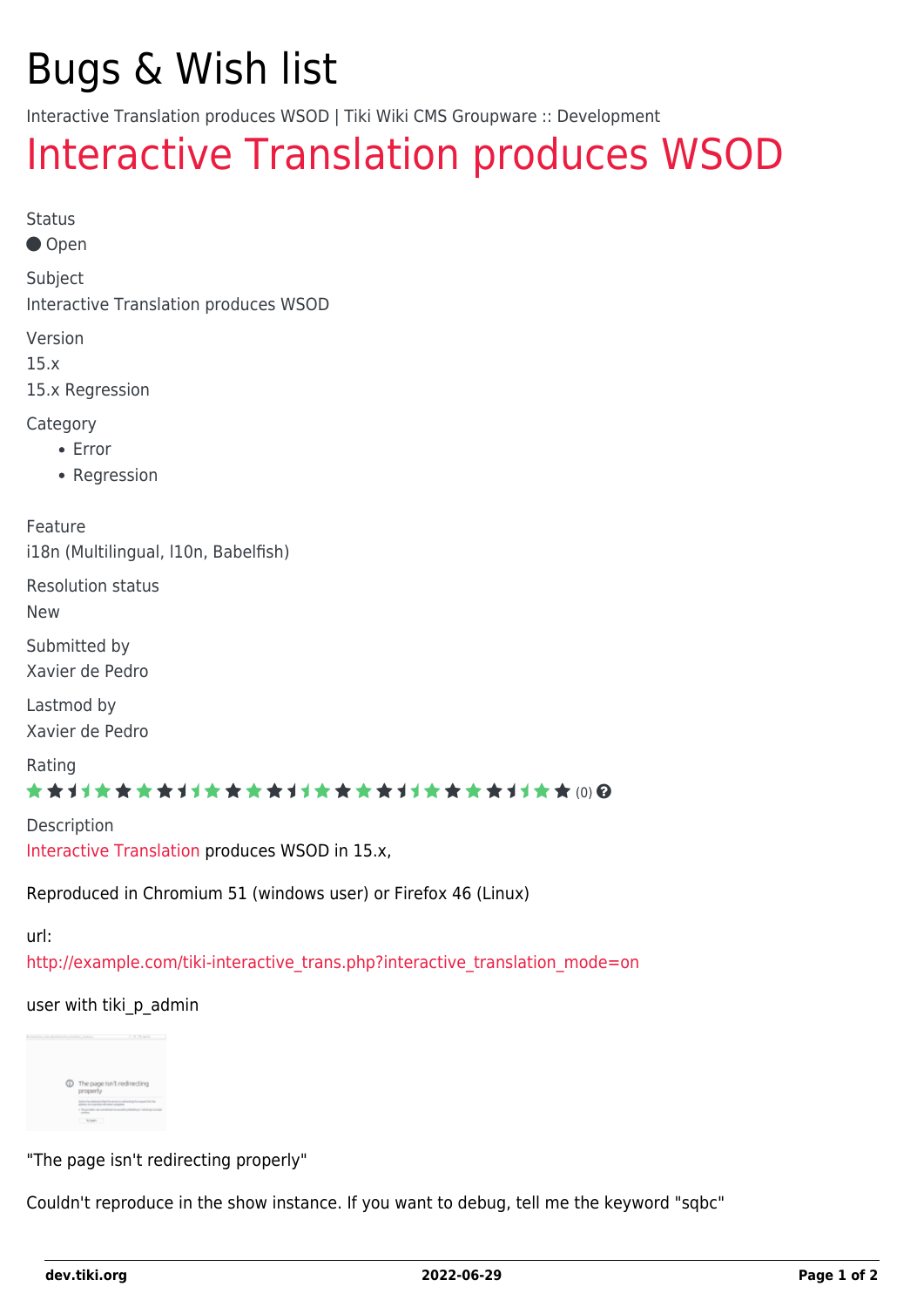# Bugs & Wish list

Interactive Translation produces WSOD | Tiki Wiki CMS Groupware :: Development

# Interactive Translation produces WSOD

Status

Open

Subject

Interactive Translation produces WSOD

Version

15.x

15.x Regression

Category

- Error
- Regression

Feature

i18n (Multilingual, l10n, Babelfish)

Resolution status

New

Submitted by

Xavier de Pedro

Lastmod by

Xavier de Pedro

Rating

(0)

Description

Interactive Translation produces WSOD in 15.x,

Reproduced in Chromium 51 (windows user) or Firefox 46 (Linux)

url:

http://example.com/tiki-interactive_trans.php?interactive_translation_mode=on

user with tiki_p_admin

"The page isn't redirecting properly"

Couldn't reproduce in the show instance. If you want to debug, tell me the keyword "sqbc"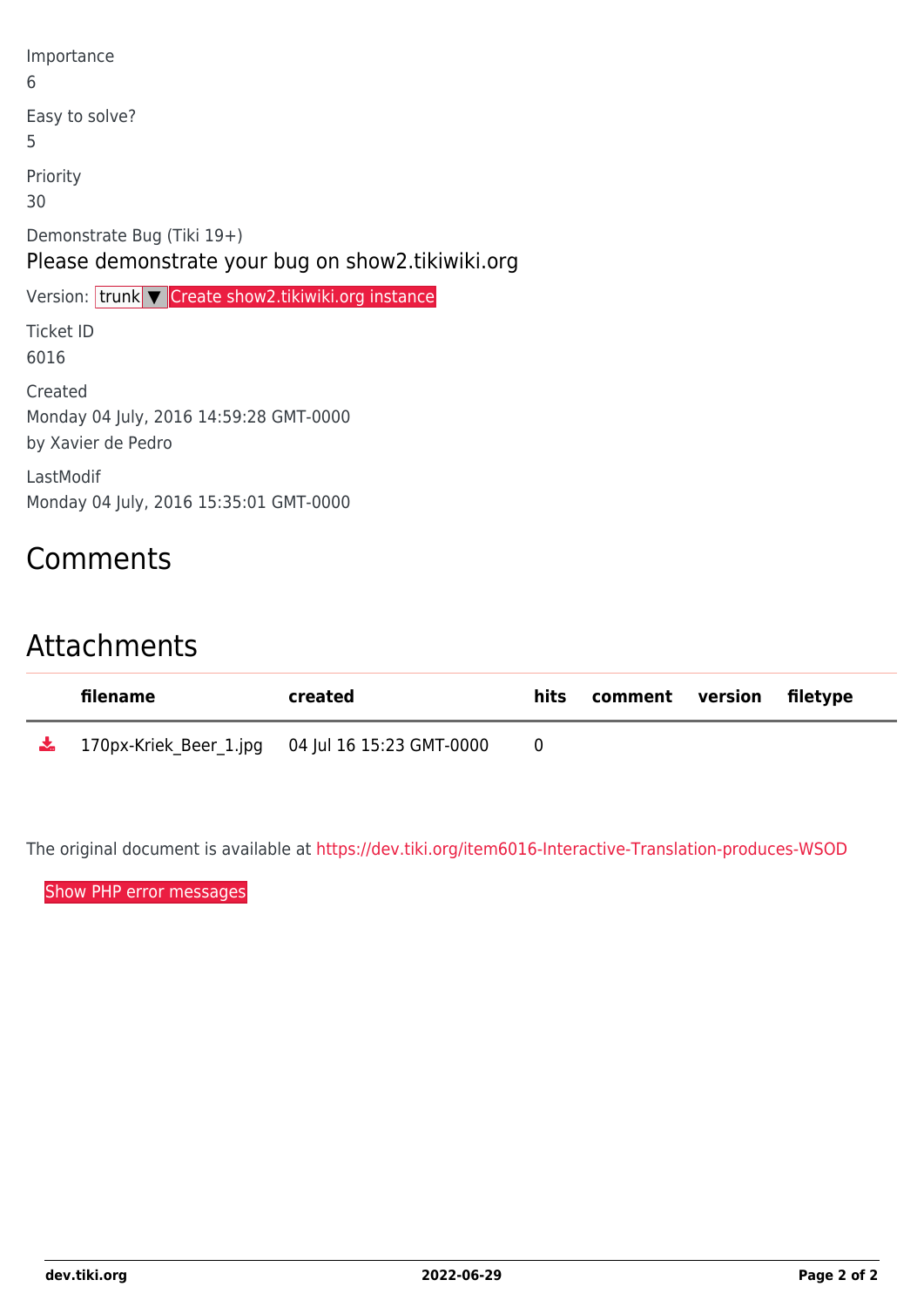Importance

6

Easy to solve?

5

Priority

30

Demonstrate Bug (Tiki 19+)

Please demonstrate your bug on show2.tikiwiki.org

Version: trunk ▼ Create show2.tikiwiki.org instance

Ticket ID

6016

Created

Monday 04 July, 2016 14:59:28 GMT-0000

by Xavier de Pedro

LastModif

Monday 04 July, 2016 15:35:01 GMT-0000

## Comments

## Attachments

| | filename | created | hits | comment | version | filetype |
|---|---|---|---|---|---|---|
| | 170px-Kriek_Beer_1.jpg | 04 Jul 16 15:23 GMT-0000 | 0 | | | |

The original document is available at https://dev.tiki.org/item6016-Interactive-Translation-produces-WSOD

Show PHP error messages